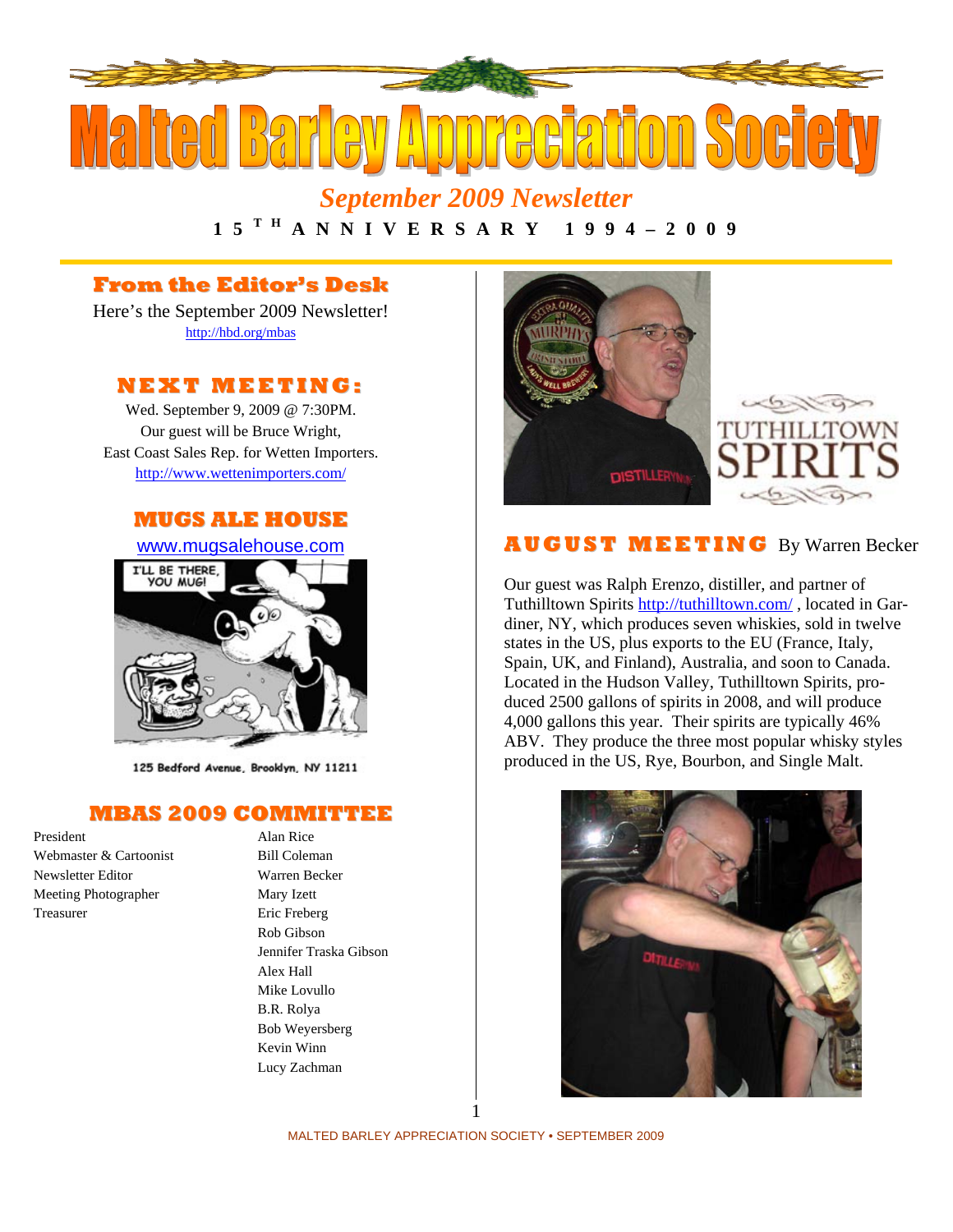# Malted Barley Appreciation Society

*September 2009 Newsletter*

**15TH ANNIVERSARY 1994 – 2009**

## From the Editor's Desk

Here's the September 2009 Newsletter!
http://hbd.org/mbas

## NEXT MEETING:

Wed. September 9, 2009 @ 7:30PM.
Our guest will be Bruce Wright,
East Coast Sales Rep. for Wetten Importers.
http://www.wettenimporters.com/

## MUGS ALE HOUSE

www.mugsalehouse.com

125 Bedford Avenue, Brooklyn, NY 11211

## MBAS 2009 COMMITTEE

| | |
|---|---|
| President | Alan Rice |
| Webmaster & Cartoonist | Bill Coleman |
| Newsletter Editor | Warren Becker |
| Meeting Photographer | Mary Izett |
| Treasurer | Eric Freberg |
| | Rob Gibson |
| | Jennifer Traska Gibson |
| | Alex Hall |
| | Mike Lovullo |
| | B.R. Rolya |
| | Bob Weyersberg |
| | Kevin Winn |
| | Lucy Zachman |

## AUGUST MEETING By Warren Becker

Our guest was Ralph Erenzo, distiller, and partner of Tuthilltown Spirits http://tuthilltown.com/ , located in Gardiner, NY, which produces seven whiskies, sold in twelve states in the US, plus exports to the EU (France, Italy, Spain, UK, and Finland), Australia, and soon to Canada. Located in the Hudson Valley, Tuthilltown Spirits, produced 2500 gallons of spirits in 2008, and will produce 4,000 gallons this year. Their spirits are typically 46% ABV. They produce the three most popular whisky styles produced in the US, Rye, Bourbon, and Single Malt.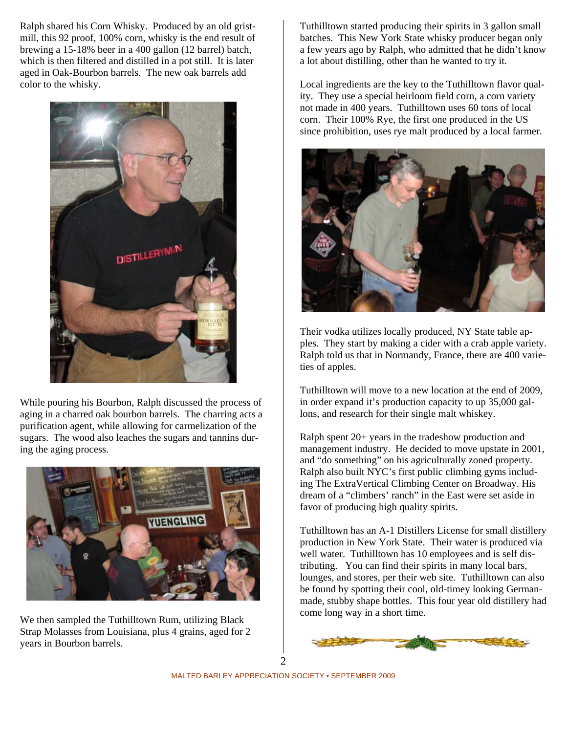Ralph shared his Corn Whisky. Produced by an old grist-mill, this 92 proof, 100% corn, whisky is the end result of brewing a 15-18% beer in a 400 gallon (12 barrel) batch, which is then filtered and distilled in a pot still. It is later aged in Oak-Bourbon barrels. The new oak barrels add color to the whisky.

While pouring his Bourbon, Ralph discussed the process of aging in a charred oak bourbon barrels. The charring acts a purification agent, while allowing for carmelization of the sugars. The wood also leaches the sugars and tannins during the aging process.

We then sampled the Tuthilltown Rum, utilizing Black Strap Molasses from Louisiana, plus 4 grains, aged for 2 years in Bourbon barrels.

Tuthilltown started producing their spirits in 3 gallon small batches. This New York State whisky producer began only a few years ago by Ralph, who admitted that he didn't know a lot about distilling, other than he wanted to try it.

Local ingredients are the key to the Tuthilltown flavor quality. They use a special heirloom field corn, a corn variety not made in 400 years. Tuthilltown uses 60 tons of local corn. Their 100% Rye, the first one produced in the US since prohibition, uses rye malt produced by a local farmer.

Their vodka utilizes locally produced, NY State table apples. They start by making a cider with a crab apple variety. Ralph told us that in Normandy, France, there are 400 varieties of apples.

Tuthilltown will move to a new location at the end of 2009, in order expand it's production capacity to up 35,000 gallons, and research for their single malt whiskey.

Ralph spent 20+ years in the tradeshow production and management industry. He decided to move upstate in 2001, and "do something" on his agriculturally zoned property. Ralph also built NYC's first public climbing gyms including The ExtraVertical Climbing Center on Broadway. His dream of a "climbers' ranch" in the East were set aside in favor of producing high quality spirits.

Tuthilltown has an A-1 Distillers License for small distillery production in New York State. Their water is produced via well water. Tuthilltown has 10 employees and is self distributing. You can find their spirits in many local bars, lounges, and stores, per their web site. Tuthilltown can also be found by spotting their cool, old-timey looking German-made, stubby shape bottles. This four year old distillery had come long way in a short time.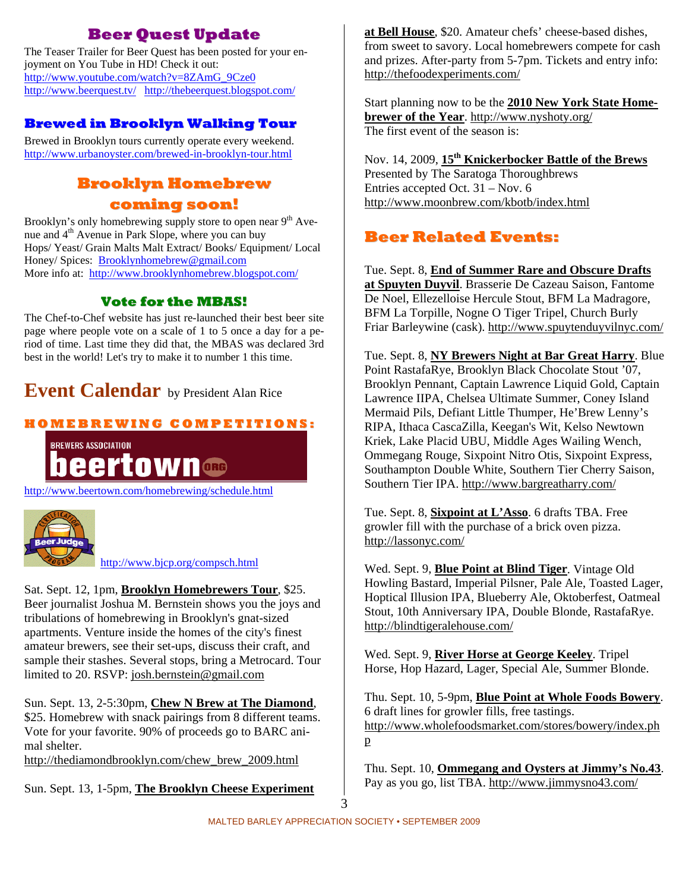## Beer Quest Update

The Teaser Trailer for Beer Quest has been posted for your enjoyment on You Tube in HD! Check it out:
http://www.youtube.com/watch?v=8ZAmG_9Cze0
http://www.beerquest.tv/ http://thebeerquest.blogspot.com/

## Brewed in Brooklyn Walking Tour

Brewed in Brooklyn tours currently operate every weekend.
http://www.urbanoyster.com/brewed-in-brooklyn-tour.html

## Brooklyn Homebrew coming soon!

Brooklyn's only homebrewing supply store to open near 9th Avenue and 4th Avenue in Park Slope, where you can buy Hops/ Yeast/ Grain Malts Malt Extract/ Books/ Equipment/ Local Honey/ Spices: Brooklynhomebrew@gmail.com
More info at: http://www.brooklynhomebrew.blogspot.com/

## Vote for the MBAS!

The Chef-to-Chef website has just re-launched their best beer site page where people vote on a scale of 1 to 5 once a day for a period of time. Last time they did that, the MBAS was declared 3rd best in the world! Let's try to make it to number 1 this time.

# Event Calendar by President Alan Rice

### HOMEBREWING COMPETITIONS:

BREWERS ASSOCIATION beertown.org

http://www.beertown.com/homebrewing/schedule.html

http://www.bjcp.org/compsch.html

Sat. Sept. 12, 1pm, **Brooklyn Homebrewers Tour**, $25. Beer journalist Joshua M. Bernstein shows you the joys and tribulations of homebrewing in Brooklyn's gnat-sized apartments. Venture inside the homes of the city's finest amateur brewers, see their set-ups, discuss their craft, and sample their stashes. Several stops, bring a Metrocard. Tour limited to 20. RSVP: josh.bernstein@gmail.com

Sun. Sept. 13, 2-5:30pm, **Chew N Brew at The Diamond**, $25. Homebrew with snack pairings from 8 different teams. Vote for your favorite. 90% of proceeds go to BARC animal shelter.
http://thediamondbrooklyn.com/chew_brew_2009.html

Sun. Sept. 13, 1-5pm, **The Brooklyn Cheese Experiment at Bell House**, $20. Amateur chefs' cheese-based dishes, from sweet to savory. Local homebrewers compete for cash and prizes. After-party from 5-7pm. Tickets and entry info: http://thefoodexperiments.com/

Start planning now to be the **2010 New York State Homebrewer of the Year**. http://www.nyshoty.org/
The first event of the season is:

Nov. 14, 2009, **15th Knickerbocker Battle of the Brews**
Presented by The Saratoga Thoroughbrews
Entries accepted Oct. 31 – Nov. 6
http://www.moonbrew.com/kbotb/index.html

## Beer Related Events:

Tue. Sept. 8, **End of Summer Rare and Obscure Drafts at Spuyten Duyvil**. Brasserie De Cazeau Saison, Fantome De Noel, Ellezelloise Hercule Stout, BFM La Madragore, BFM La Torpille, Nogne O Tiger Tripel, Church Burly Friar Barleywine (cask). http://www.spuytenduyvilnyc.com/

Tue. Sept. 8, **NY Brewers Night at Bar Great Harry**. Blue Point RastafaRye, Brooklyn Black Chocolate Stout '07, Brooklyn Pennant, Captain Lawrence Liquid Gold, Captain Lawrence IIPA, Chelsea Ultimate Summer, Coney Island Mermaid Pils, Defiant Little Thumper, He'Brew Lenny's RIPA, Ithaca CascaZilla, Keegan's Wit, Kelso Newtown Kriek, Lake Placid UBU, Middle Ages Wailing Wench, Ommegang Rouge, Sixpoint Nitro Otis, Sixpoint Express, Southampton Double White, Southern Tier Cherry Saison, Southern Tier IPA. http://www.bargreatharry.com/

Tue. Sept. 8, **Sixpoint at L'Asso**. 6 drafts TBA. Free growler fill with the purchase of a brick oven pizza. http://lassonyc.com/

Wed. Sept. 9, **Blue Point at Blind Tiger**. Vintage Old Howling Bastard, Imperial Pilsner, Pale Ale, Toasted Lager, Hoptical Illusion IPA, Blueberry Ale, Oktoberfest, Oatmeal Stout, 10th Anniversary IPA, Double Blonde, RastafaRye. http://blindtigeralehouse.com/

Wed. Sept. 9, **River Horse at George Keeley**. Tripel Horse, Hop Hazard, Lager, Special Ale, Summer Blonde.

Thu. Sept. 10, 5-9pm, **Blue Point at Whole Foods Bowery**. 6 draft lines for growler fills, free tastings.
http://www.wholefoodsmarket.com/stores/bowery/index.php

Thu. Sept. 10, **Ommegang and Oysters at Jimmy's No.43**. Pay as you go, list TBA. http://www.jimmysno43.com/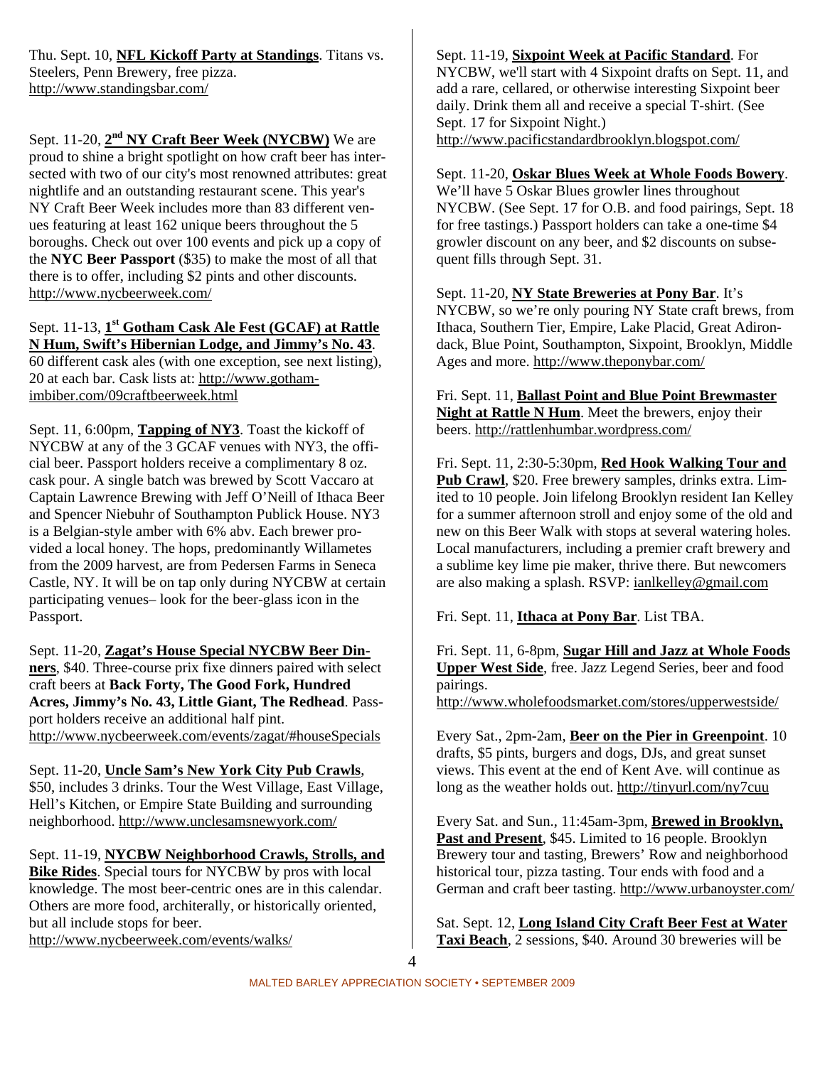Thu. Sept. 10, **NFL Kickoff Party at Standings**. Titans vs. Steelers, Penn Brewery, free pizza. http://www.standingsbar.com/

Sept. 11-20, **2nd NY Craft Beer Week (NYCBW)** We are proud to shine a bright spotlight on how craft beer has intersected with two of our city's most renowned attributes: great nightlife and an outstanding restaurant scene. This year's NY Craft Beer Week includes more than 83 different venues featuring at least 162 unique beers throughout the 5 boroughs. Check out over 100 events and pick up a copy of the **NYC Beer Passport** ($35) to make the most of all that there is to offer, including $2 pints and other discounts. http://www.nycbeerweek.com/

Sept. 11-13, **1st Gotham Cask Ale Fest (GCAF) at Rattle N Hum, Swift's Hibernian Lodge, and Jimmy's No. 43**. 60 different cask ales (with one exception, see next listing), 20 at each bar. Cask lists at: http://www.gotham-imbiber.com/09craftbeerweek.html

Sept. 11, 6:00pm, **Tapping of NY3**. Toast the kickoff of NYCBW at any of the 3 GCAF venues with NY3, the official beer. Passport holders receive a complimentary 8 oz. cask pour. A single batch was brewed by Scott Vaccaro at Captain Lawrence Brewing with Jeff O'Neill of Ithaca Beer and Spencer Niebuhr of Southampton Publick House. NY3 is a Belgian-style amber with 6% abv. Each brewer provided a local honey. The hops, predominantly Willametes from the 2009 harvest, are from Pedersen Farms in Seneca Castle, NY. It will be on tap only during NYCBW at certain participating venues– look for the beer-glass icon in the Passport.

Sept. 11-20, **Zagat's House Special NYCBW Beer Dinners**, $40. Three-course prix fixe dinners paired with select craft beers at **Back Forty, The Good Fork, Hundred Acres, Jimmy's No. 43, Little Giant, The Redhead**. Passport holders receive an additional half pint. http://www.nycbeerweek.com/events/zagat/#houseSpecials

Sept. 11-20, **Uncle Sam's New York City Pub Crawls**, $50, includes 3 drinks. Tour the West Village, East Village, Hell's Kitchen, or Empire State Building and surrounding neighborhood. http://www.unclesamsnewyork.com/

Sept. 11-19, **NYCBW Neighborhood Crawls, Strolls, and Bike Rides**. Special tours for NYCBW by pros with local knowledge. The most beer-centric ones are in this calendar. Others are more food, architerally, or historically oriented, but all include stops for beer. http://www.nycbeerweek.com/events/walks/

Sept. 11-19, **Sixpoint Week at Pacific Standard**. For NYCBW, we'll start with 4 Sixpoint drafts on Sept. 11, and add a rare, cellared, or otherwise interesting Sixpoint beer daily. Drink them all and receive a special T-shirt. (See Sept. 17 for Sixpoint Night.) http://www.pacificstandardbrooklyn.blogspot.com/

Sept. 11-20, **Oskar Blues Week at Whole Foods Bowery**. We'll have 5 Oskar Blues growler lines throughout NYCBW. (See Sept. 17 for O.B. and food pairings, Sept. 18 for free tastings.) Passport holders can take a one-time $4 growler discount on any beer, and $2 discounts on subsequent fills through Sept. 31.

Sept. 11-20, **NY State Breweries at Pony Bar**. It's NYCBW, so we're only pouring NY State craft brews, from Ithaca, Southern Tier, Empire, Lake Placid, Great Adirondack, Blue Point, Southampton, Sixpoint, Brooklyn, Middle Ages and more. http://www.theponybar.com/

Fri. Sept. 11, **Ballast Point and Blue Point Brewmaster Night at Rattle N Hum**. Meet the brewers, enjoy their beers. http://rattlenhumbar.wordpress.com/

Fri. Sept. 11, 2:30-5:30pm, **Red Hook Walking Tour and Pub Crawl**, $20. Free brewery samples, drinks extra. Limited to 10 people. Join lifelong Brooklyn resident Ian Kelley for a summer afternoon stroll and enjoy some of the old and new on this Beer Walk with stops at several watering holes. Local manufacturers, including a premier craft brewery and a sublime key lime pie maker, thrive there. But newcomers are also making a splash. RSVP: ianlkelley@gmail.com

Fri. Sept. 11, **Ithaca at Pony Bar**. List TBA.

Fri. Sept. 11, 6-8pm, **Sugar Hill and Jazz at Whole Foods Upper West Side**, free. Jazz Legend Series, beer and food pairings. http://www.wholefoodsmarket.com/stores/upperwestside/

Every Sat., 2pm-2am, **Beer on the Pier in Greenpoint**. 10 drafts, $5 pints, burgers and dogs, DJs, and great sunset views. This event at the end of Kent Ave. will continue as long as the weather holds out. http://tinyurl.com/ny7cuu

Every Sat. and Sun., 11:45am-3pm, **Brewed in Brooklyn, Past and Present**, $45. Limited to 16 people. Brooklyn Brewery tour and tasting, Brewers' Row and neighborhood historical tour, pizza tasting. Tour ends with food and a German and craft beer tasting. http://www.urbanoyster.com/

Sat. Sept. 12, **Long Island City Craft Beer Fest at Water Taxi Beach**, 2 sessions, $40. Around 30 breweries will be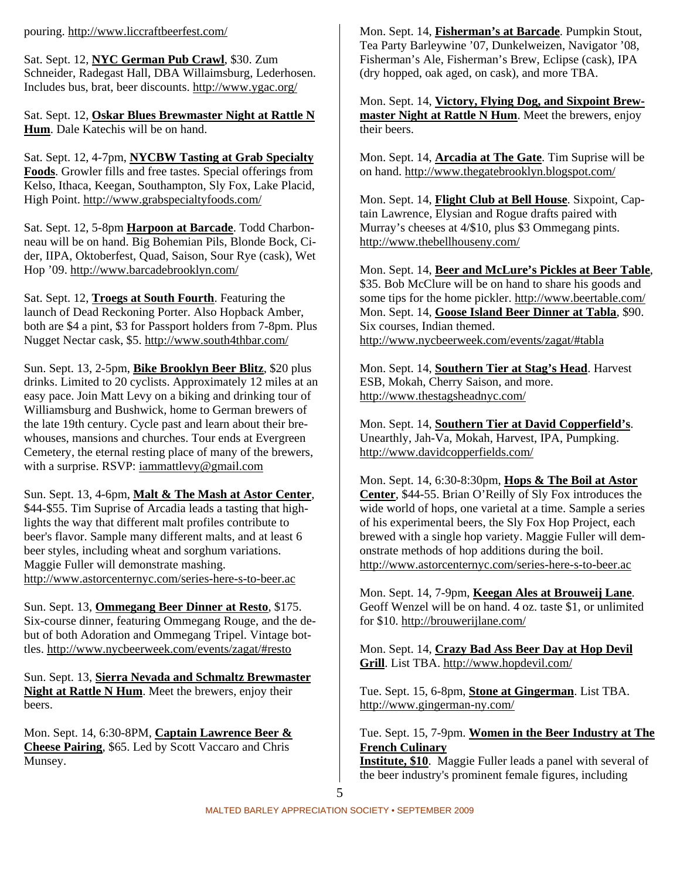pouring. http://www.liccraftbeerfest.com/

Sat. Sept. 12, **NYC German Pub Crawl**, $30. Zum Schneider, Radegast Hall, DBA Willaimsburg, Lederhosen. Includes bus, brat, beer discounts. http://www.ygac.org/

Sat. Sept. 12, **Oskar Blues Brewmaster Night at Rattle N Hum**. Dale Katechis will be on hand.

Sat. Sept. 12, 4-7pm, **NYCBW Tasting at Grab Specialty Foods**. Growler fills and free tastes. Special offerings from Kelso, Ithaca, Keegan, Southampton, Sly Fox, Lake Placid, High Point. http://www.grabspecialtyfoods.com/

Sat. Sept. 12, 5-8pm **Harpoon at Barcade**. Todd Charbonneau will be on hand. Big Bohemian Pils, Blonde Bock, Cider, IIPA, Oktoberfest, Quad, Saison, Sour Rye (cask), Wet Hop '09. http://www.barcadebrooklyn.com/

Sat. Sept. 12, **Troegs at South Fourth**. Featuring the launch of Dead Reckoning Porter. Also Hopback Amber, both are $4 a pint, $3 for Passport holders from 7-8pm. Plus Nugget Nectar cask, $5. http://www.south4thbar.com/

Sun. Sept. 13, 2-5pm, **Bike Brooklyn Beer Blitz**, $20 plus drinks. Limited to 20 cyclists. Approximately 12 miles at an easy pace. Join Matt Levy on a biking and drinking tour of Williamsburg and Bushwick, home to German brewers of the late 19th century. Cycle past and learn about their brewhouses, mansions and churches. Tour ends at Evergreen Cemetery, the eternal resting place of many of the brewers, with a surprise. RSVP: iammattlevy@gmail.com

Sun. Sept. 13, 4-6pm, **Malt & The Mash at Astor Center**, $44-$55. Tim Suprise of Arcadia leads a tasting that highlights the way that different malt profiles contribute to beer's flavor. Sample many different malts, and at least 6 beer styles, including wheat and sorghum variations. Maggie Fuller will demonstrate mashing. http://www.astorcenternyc.com/series-here-s-to-beer.ac

Sun. Sept. 13, **Ommegang Beer Dinner at Resto**, $175. Six-course dinner, featuring Ommegang Rouge, and the debut of both Adoration and Ommegang Tripel. Vintage bottles. http://www.nycbeerweek.com/events/zagat/#resto

Sun. Sept. 13, **Sierra Nevada and Schmaltz Brewmaster Night at Rattle N Hum**. Meet the brewers, enjoy their beers.

Mon. Sept. 14, 6:30-8PM, **Captain Lawrence Beer & Cheese Pairing**, $65. Led by Scott Vaccaro and Chris Munsey.

Mon. Sept. 14, **Fisherman's at Barcade**. Pumpkin Stout, Tea Party Barleywine '07, Dunkelweizen, Navigator '08, Fisherman's Ale, Fisherman's Brew, Eclipse (cask), IPA (dry hopped, oak aged, on cask), and more TBA.

Mon. Sept. 14, **Victory, Flying Dog, and Sixpoint Brewmaster Night at Rattle N Hum**. Meet the brewers, enjoy their beers.

Mon. Sept. 14, **Arcadia at The Gate**. Tim Suprise will be on hand. http://www.thegatebrooklyn.blogspot.com/

Mon. Sept. 14, **Flight Club at Bell House**. Sixpoint, Captain Lawrence, Elysian and Rogue drafts paired with Murray's cheeses at 4/$10, plus $3 Ommegang pints. http://www.thebellhouseny.com/

Mon. Sept. 14, **Beer and McLure's Pickles at Beer Table**, $35. Bob McClure will be on hand to share his goods and some tips for the home pickler. http://www.beertable.com/

Mon. Sept. 14, **Goose Island Beer Dinner at Tabla**, $90. Six courses, Indian themed. http://www.nycbeerweek.com/events/zagat/#tabla

Mon. Sept. 14, **Southern Tier at Stag's Head**. Harvest ESB, Mokah, Cherry Saison, and more. http://www.thestagsheadnyc.com/

Mon. Sept. 14, **Southern Tier at David Copperfield's**. Unearthly, Jah-Va, Mokah, Harvest, IPA, Pumpking. http://www.davidcopperfields.com/

Mon. Sept. 14, 6:30-8:30pm, **Hops & The Boil at Astor Center**, $44-55. Brian O'Reilly of Sly Fox introduces the wide world of hops, one varietal at a time. Sample a series of his experimental beers, the Sly Fox Hop Project, each brewed with a single hop variety. Maggie Fuller will demonstrate methods of hop additions during the boil. http://www.astorcenternyc.com/series-here-s-to-beer.ac

Mon. Sept. 14, 7-9pm, **Keegan Ales at Brouweij Lane**. Geoff Wenzel will be on hand. 4 oz. taste $1, or unlimited for $10. http://brouwerijlane.com/

Mon. Sept. 14, **Crazy Bad Ass Beer Day at Hop Devil Grill**. List TBA. http://www.hopdevil.com/

Tue. Sept. 15, 6-8pm, **Stone at Gingerman**. List TBA. http://www.gingerman-ny.com/

Tue. Sept. 15, 7-9pm. **Women in the Beer Industry at The French Culinary Institute, $10**. Maggie Fuller leads a panel with several of the beer industry's prominent female figures, including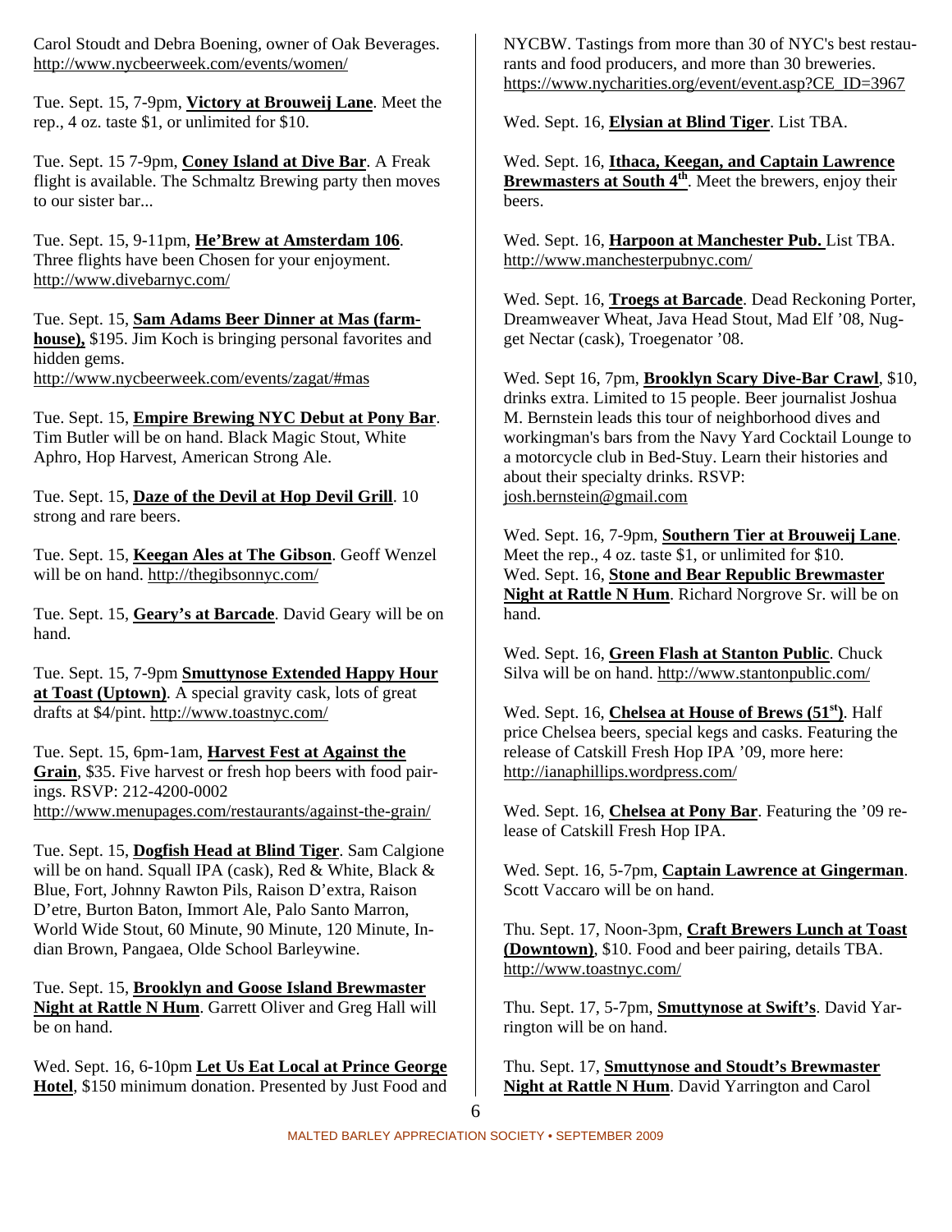Carol Stoudt and Debra Boening, owner of Oak Beverages. http://www.nycbeerweek.com/events/women/

Tue. Sept. 15, 7-9pm, **Victory at Brouweij Lane**. Meet the rep., 4 oz. taste $1, or unlimited for $10.

Tue. Sept. 15 7-9pm, **Coney Island at Dive Bar**. A Freak flight is available. The Schmaltz Brewing party then moves to our sister bar...

Tue. Sept. 15, 9-11pm, **He'Brew at Amsterdam 106**. Three flights have been Chosen for your enjoyment. http://www.divebarnyc.com/

Tue. Sept. 15, **Sam Adams Beer Dinner at Mas (farm-house),** $195. Jim Koch is bringing personal favorites and hidden gems. http://www.nycbeerweek.com/events/zagat/#mas

Tue. Sept. 15, **Empire Brewing NYC Debut at Pony Bar**. Tim Butler will be on hand. Black Magic Stout, White Aphro, Hop Harvest, American Strong Ale.

Tue. Sept. 15, **Daze of the Devil at Hop Devil Grill**. 10 strong and rare beers.

Tue. Sept. 15, **Keegan Ales at The Gibson**. Geoff Wenzel will be on hand. http://thegibsonnyc.com/

Tue. Sept. 15, **Geary's at Barcade**. David Geary will be on hand.

Tue. Sept. 15, 7-9pm **Smuttynose Extended Happy Hour at Toast (Uptown)**. A special gravity cask, lots of great drafts at $4/pint. http://www.toastnyc.com/

Tue. Sept. 15, 6pm-1am, **Harvest Fest at Against the Grain**, $35. Five harvest or fresh hop beers with food pairings. RSVP: 212-4200-0002 http://www.menupages.com/restaurants/against-the-grain/

Tue. Sept. 15, **Dogfish Head at Blind Tiger**. Sam Calgione will be on hand. Squall IPA (cask), Red & White, Black & Blue, Fort, Johnny Rawton Pils, Raison D'extra, Raison D'etre, Burton Baton, Immort Ale, Palo Santo Marron, World Wide Stout, 60 Minute, 90 Minute, 120 Minute, Indian Brown, Pangaea, Olde School Barleywine.

Tue. Sept. 15, **Brooklyn and Goose Island Brewmaster Night at Rattle N Hum**. Garrett Oliver and Greg Hall will be on hand.

Wed. Sept. 16, 6-10pm **Let Us Eat Local at Prince George Hotel**, $150 minimum donation. Presented by Just Food and NYCBW. Tastings from more than 30 of NYC's best restaurants and food producers, and more than 30 breweries. https://www.nycharities.org/event/event.asp?CE_ID=3967

Wed. Sept. 16, **Elysian at Blind Tiger**. List TBA.

Wed. Sept. 16, **Ithaca, Keegan, and Captain Lawrence Brewmasters at South 4th**. Meet the brewers, enjoy their beers.

Wed. Sept. 16, **Harpoon at Manchester Pub.** List TBA. http://www.manchesterpubnyc.com/

Wed. Sept. 16, **Troegs at Barcade**. Dead Reckoning Porter, Dreamweaver Wheat, Java Head Stout, Mad Elf '08, Nugget Nectar (cask), Troegenator '08.

Wed. Sept 16, 7pm, **Brooklyn Scary Dive-Bar Crawl**, $10, drinks extra. Limited to 15 people. Beer journalist Joshua M. Bernstein leads this tour of neighborhood dives and workingman's bars from the Navy Yard Cocktail Lounge to a motorcycle club in Bed-Stuy. Learn their histories and about their specialty drinks. RSVP: josh.bernstein@gmail.com

Wed. Sept. 16, 7-9pm, **Southern Tier at Brouweij Lane**. Meet the rep., 4 oz. taste $1, or unlimited for $10.

Wed. Sept. 16, **Stone and Bear Republic Brewmaster Night at Rattle N Hum**. Richard Norgrove Sr. will be on hand.

Wed. Sept. 16, **Green Flash at Stanton Public**. Chuck Silva will be on hand. http://www.stantonpublic.com/

Wed. Sept. 16, **Chelsea at House of Brews (51st)**. Half price Chelsea beers, special kegs and casks. Featuring the release of Catskill Fresh Hop IPA '09, more here: http://ianaphillips.wordpress.com/

Wed. Sept. 16, **Chelsea at Pony Bar**. Featuring the '09 release of Catskill Fresh Hop IPA.

Wed. Sept. 16, 5-7pm, **Captain Lawrence at Gingerman**. Scott Vaccaro will be on hand.

Thu. Sept. 17, Noon-3pm, **Craft Brewers Lunch at Toast (Downtown)**, $10. Food and beer pairing, details TBA. http://www.toastnyc.com/

Thu. Sept. 17, 5-7pm, **Smuttynose at Swift's**. David Yarrington will be on hand.

Thu. Sept. 17, **Smuttynose and Stoudt's Brewmaster Night at Rattle N Hum**. David Yarrington and Carol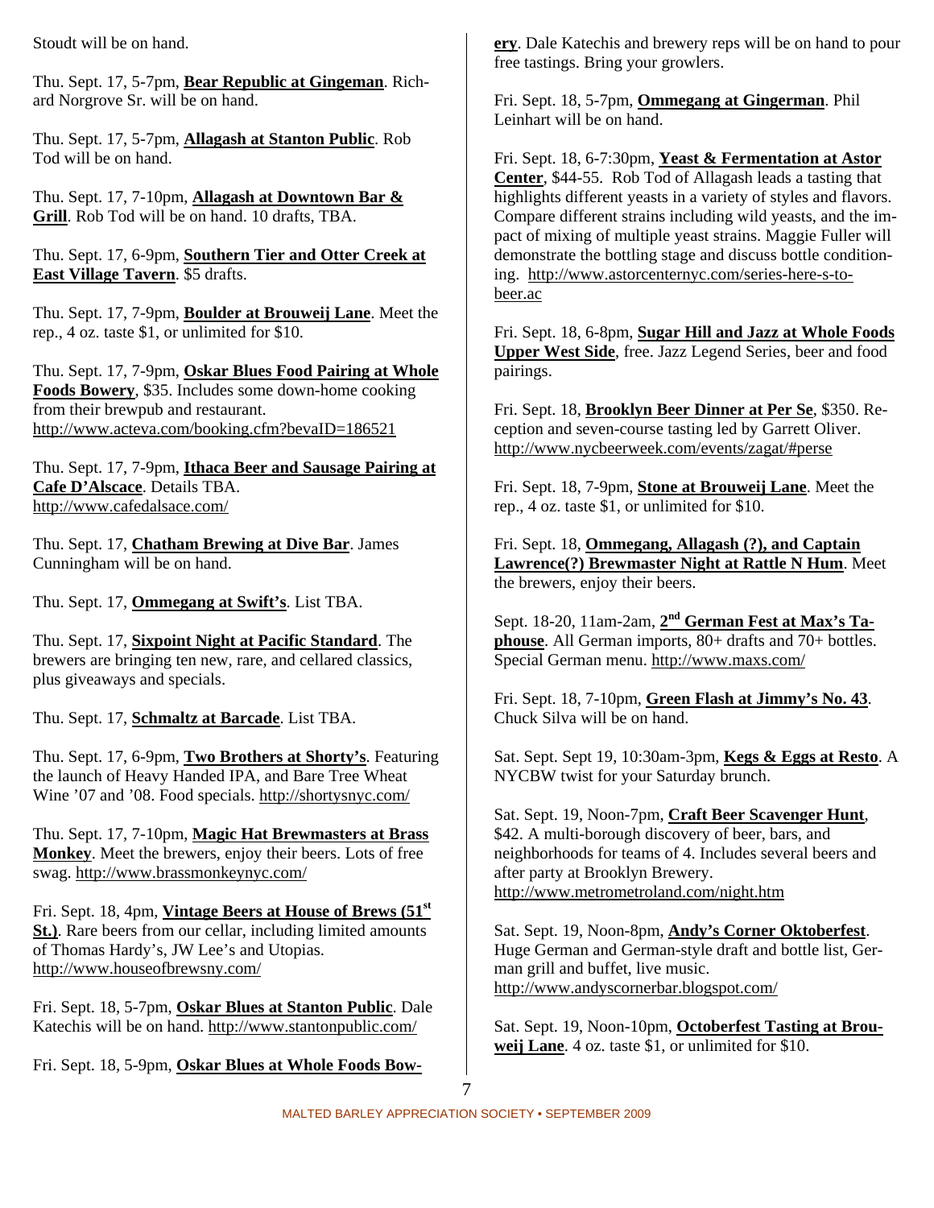Stoudt will be on hand.

Thu. Sept. 17, 5-7pm, **Bear Republic at Gingeman**. Richard Norgrove Sr. will be on hand.

Thu. Sept. 17, 5-7pm, **Allagash at Stanton Public**. Rob Tod will be on hand.

Thu. Sept. 17, 7-10pm, **Allagash at Downtown Bar & Grill**. Rob Tod will be on hand. 10 drafts, TBA.

Thu. Sept. 17, 6-9pm, **Southern Tier and Otter Creek at East Village Tavern**. $5 drafts.

Thu. Sept. 17, 7-9pm, **Boulder at Brouweij Lane**. Meet the rep., 4 oz. taste $1, or unlimited for $10.

Thu. Sept. 17, 7-9pm, **Oskar Blues Food Pairing at Whole Foods Bowery**, $35. Includes some down-home cooking from their brewpub and restaurant. http://www.acteva.com/booking.cfm?bevaID=186521

Thu. Sept. 17, 7-9pm, **Ithaca Beer and Sausage Pairing at Cafe D'Alscace**. Details TBA. http://www.cafedalsace.com/

Thu. Sept. 17, **Chatham Brewing at Dive Bar**. James Cunningham will be on hand.

Thu. Sept. 17, **Ommegang at Swift's**. List TBA.

Thu. Sept. 17, **Sixpoint Night at Pacific Standard**. The brewers are bringing ten new, rare, and cellared classics, plus giveaways and specials.

Thu. Sept. 17, **Schmaltz at Barcade**. List TBA.

Thu. Sept. 17, 6-9pm, **Two Brothers at Shorty's**. Featuring the launch of Heavy Handed IPA, and Bare Tree Wheat Wine '07 and '08. Food specials. http://shortysnyc.com/

Thu. Sept. 17, 7-10pm, **Magic Hat Brewmasters at Brass Monkey**. Meet the brewers, enjoy their beers. Lots of free swag. http://www.brassmonkeynyc.com/

Fri. Sept. 18, 4pm, **Vintage Beers at House of Brews (51st St.)**. Rare beers from our cellar, including limited amounts of Thomas Hardy's, JW Lee's and Utopias. http://www.houseofbrewsny.com/

Fri. Sept. 18, 5-7pm, **Oskar Blues at Stanton Public**. Dale Katechis will be on hand. http://www.stantonpublic.com/

Fri. Sept. 18, 5-9pm, **Oskar Blues at Whole Foods Bowery**. Dale Katechis and brewery reps will be on hand to pour free tastings. Bring your growlers.

Fri. Sept. 18, 5-7pm, **Ommegang at Gingerman**. Phil Leinhart will be on hand.

Fri. Sept. 18, 6-7:30pm, **Yeast & Fermentation at Astor Center**, $44-55. Rob Tod of Allagash leads a tasting that highlights different yeasts in a variety of styles and flavors. Compare different strains including wild yeasts, and the impact of mixing of multiple yeast strains. Maggie Fuller will demonstrate the bottling stage and discuss bottle conditioning. http://www.astorcenternyc.com/series-here-s-to-beer.ac

Fri. Sept. 18, 6-8pm, **Sugar Hill and Jazz at Whole Foods Upper West Side**, free. Jazz Legend Series, beer and food pairings.

Fri. Sept. 18, **Brooklyn Beer Dinner at Per Se**, $350. Reception and seven-course tasting led by Garrett Oliver. http://www.nycbeerweek.com/events/zagat/#perse

Fri. Sept. 18, 7-9pm, **Stone at Brouweij Lane**. Meet the rep., 4 oz. taste $1, or unlimited for $10.

Fri. Sept. 18, **Ommegang, Allagash (?), and Captain Lawrence(?) Brewmaster Night at Rattle N Hum**. Meet the brewers, enjoy their beers.

Sept. 18-20, 11am-2am, **2nd German Fest at Max's Taphouse**. All German imports, 80+ drafts and 70+ bottles. Special German menu. http://www.maxs.com/

Fri. Sept. 18, 7-10pm, **Green Flash at Jimmy's No. 43**. Chuck Silva will be on hand.

Sat. Sept. Sept 19, 10:30am-3pm, **Kegs & Eggs at Resto**. A NYCBW twist for your Saturday brunch.

Sat. Sept. 19, Noon-7pm, **Craft Beer Scavenger Hunt**, $42. A multi-borough discovery of beer, bars, and neighborhoods for teams of 4. Includes several beers and after party at Brooklyn Brewery. http://www.metrometroland.com/night.htm

Sat. Sept. 19, Noon-8pm, **Andy's Corner Oktoberfest**. Huge German and German-style draft and bottle list, German grill and buffet, live music. http://www.andyscornerbar.blogspot.com/

Sat. Sept. 19, Noon-10pm, **Octoberfest Tasting at Brouweij Lane**. 4 oz. taste $1, or unlimited for $10.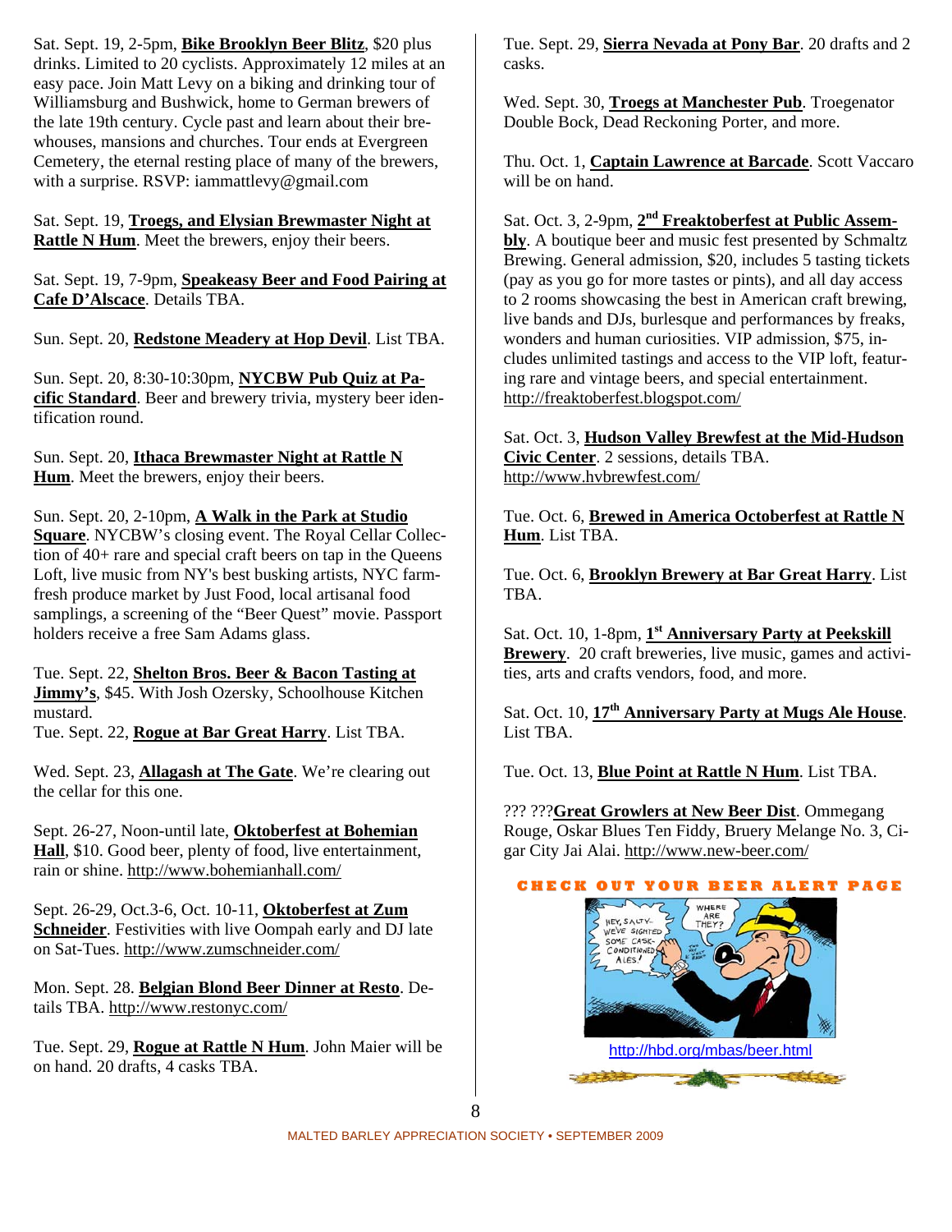Sat. Sept. 19, 2-5pm, **Bike Brooklyn Beer Blitz**, $20 plus drinks. Limited to 20 cyclists. Approximately 12 miles at an easy pace. Join Matt Levy on a biking and drinking tour of Williamsburg and Bushwick, home to German brewers of the late 19th century. Cycle past and learn about their brewhouses, mansions and churches. Tour ends at Evergreen Cemetery, the eternal resting place of many of the brewers, with a surprise. RSVP: iammattlevy@gmail.com

Sat. Sept. 19, **Troegs, and Elysian Brewmaster Night at Rattle N Hum**. Meet the brewers, enjoy their beers.

Sat. Sept. 19, 7-9pm, **Speakeasy Beer and Food Pairing at Cafe D'Alscace**. Details TBA.

Sun. Sept. 20, **Redstone Meadery at Hop Devil**. List TBA.

Sun. Sept. 20, 8:30-10:30pm, **NYCBW Pub Quiz at Pacific Standard**. Beer and brewery trivia, mystery beer identification round.

Sun. Sept. 20, **Ithaca Brewmaster Night at Rattle N Hum**. Meet the brewers, enjoy their beers.

Sun. Sept. 20, 2-10pm, **A Walk in the Park at Studio Square**. NYCBW's closing event. The Royal Cellar Collection of 40+ rare and special craft beers on tap in the Queens Loft, live music from NY's best busking artists, NYC farm-fresh produce market by Just Food, local artisanal food samplings, a screening of the "Beer Quest" movie. Passport holders receive a free Sam Adams glass.

Tue. Sept. 22, **Shelton Bros. Beer & Bacon Tasting at Jimmy's**, $45. With Josh Ozersky, Schoolhouse Kitchen mustard.

Tue. Sept. 22, **Rogue at Bar Great Harry**. List TBA.

Wed. Sept. 23, **Allagash at The Gate**. We're clearing out the cellar for this one.

Sept. 26-27, Noon-until late, **Oktoberfest at Bohemian Hall**, $10. Good beer, plenty of food, live entertainment, rain or shine. http://www.bohemianhall.com/

Sept. 26-29, Oct.3-6, Oct. 10-11, **Oktoberfest at Zum Schneider**. Festivities with live Oompah early and DJ late on Sat-Tues. http://www.zumschneider.com/

Mon. Sept. 28. **Belgian Blond Beer Dinner at Resto**. Details TBA. http://www.restonyc.com/

Tue. Sept. 29, **Rogue at Rattle N Hum**. John Maier will be on hand. 20 drafts, 4 casks TBA.

Tue. Sept. 29, **Sierra Nevada at Pony Bar**. 20 drafts and 2 casks.

Wed. Sept. 30, **Troegs at Manchester Pub**. Troegenator Double Bock, Dead Reckoning Porter, and more.

Thu. Oct. 1, **Captain Lawrence at Barcade**. Scott Vaccaro will be on hand.

Sat. Oct. 3, 2-9pm, **2nd Freaktoberfest at Public Assembly**. A boutique beer and music fest presented by Schmaltz Brewing. General admission, $20, includes 5 tasting tickets (pay as you go for more tastes or pints), and all day access to 2 rooms showcasing the best in American craft brewing, live bands and DJs, burlesque and performances by freaks, wonders and human curiosities. VIP admission, $75, includes unlimited tastings and access to the VIP loft, featuring rare and vintage beers, and special entertainment. http://freaktoberfest.blogspot.com/

Sat. Oct. 3, **Hudson Valley Brewfest at the Mid-Hudson Civic Center**. 2 sessions, details TBA. http://www.hvbrewfest.com/

Tue. Oct. 6, **Brewed in America Octoberfest at Rattle N Hum**. List TBA.

Tue. Oct. 6, **Brooklyn Brewery at Bar Great Harry**. List TBA.

Sat. Oct. 10, 1-8pm, **1st Anniversary Party at Peekskill Brewery**. 20 craft breweries, live music, games and activities, arts and crafts vendors, food, and more.

Sat. Oct. 10, **17th Anniversary Party at Mugs Ale House**. List TBA.

Tue. Oct. 13, **Blue Point at Rattle N Hum**. List TBA.

??? ???**Great Growlers at New Beer Dist**. Ommegang Rouge, Oskar Blues Ten Fiddy, Bruery Melange No. 3, Cigar City Jai Alai. http://www.new-beer.com/

**CHECK OUT YOUR BEER ALERT PAGE**

http://hbd.org/mbas/beer.html